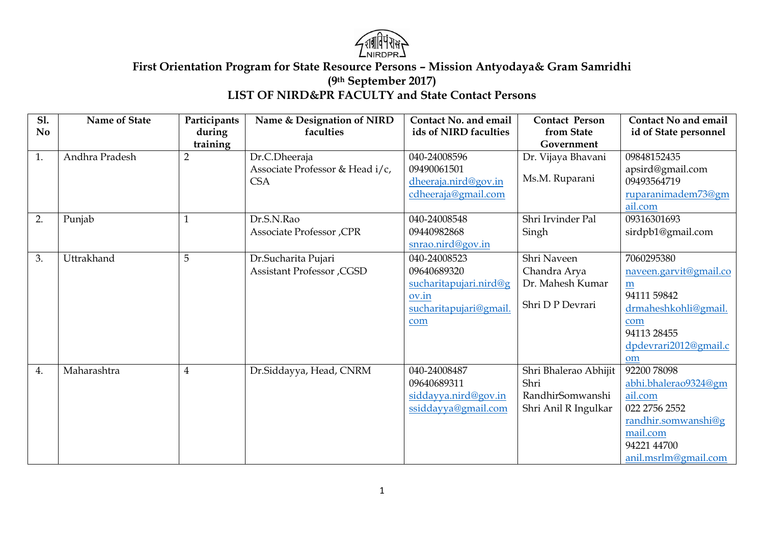# First Orientation Program for State Resource Persons – Mission Antyodaya& Gram Samridhi

## (9th September 2017)

## LIST OF NIRD&PR FACULTY and State Contact Persons

| Sl. No | Name of State | Participants during training | Name & Designation of NIRD faculties | Contact No. and email ids of NIRD faculties | Contact Person from State Government | Contact No and email id of State personnel |
|---|---|---|---|---|---|---|
| 1. | Andhra Pradesh | 2 | Dr.C.Dheeraja<br>Associate Professor & Head i/c, CSA | 040-24008596<br>09490061501<br>dheeraja.nird@gov.in<br>cdheeraja@gmail.com | Dr. Vijaya Bhavani<br><br>Ms.M. Ruparani | 09848152435<br>apsird@gmail.com<br>09493564719<br>ruparanimadem73@gmail.com |
| 2. | Punjab | 1 | Dr.S.N.Rao<br>Associate Professor ,CPR | 040-24008548<br>09440982868<br>snrao.nird@gov.in | Shri Irvinder Pal Singh | 09316301693<br>sirdpb1@gmail.com |
| 3. | Uttrakhand | 5 | Dr.Sucharita Pujari<br>Assistant Professor ,CGSD | 040-24008523<br>09640689320<br>sucharitapujari.nird@gov.in<br>sucharitapujari@gmail.com | Shri Naveen Chandra Arya<br>Dr. Mahesh Kumar<br><br>Shri D P Devrari | 7060295380<br>naveen.garvit@gmail.com<br>94111 59842<br>drmaheshkohli@gmail.com<br>94113 28455<br>dpdevrari2012@gmail.com |
| 4. | Maharashtra | 4 | Dr.Siddayya, Head, CNRM | 040-24008487<br>09640689311<br>siddayya.nird@gov.in<br>ssiddayya@gmail.com | Shri Bhalerao Abhijit<br>Shri RandhirSomwanshi<br>Shri Anil R Ingulkar | 92200 78098<br>abhi.bhalerao9324@gmail.com<br>022 2756 2552<br>randhir.somwanshi@gmail.com<br>94221 44700<br>anil.msrlm@gmail.com |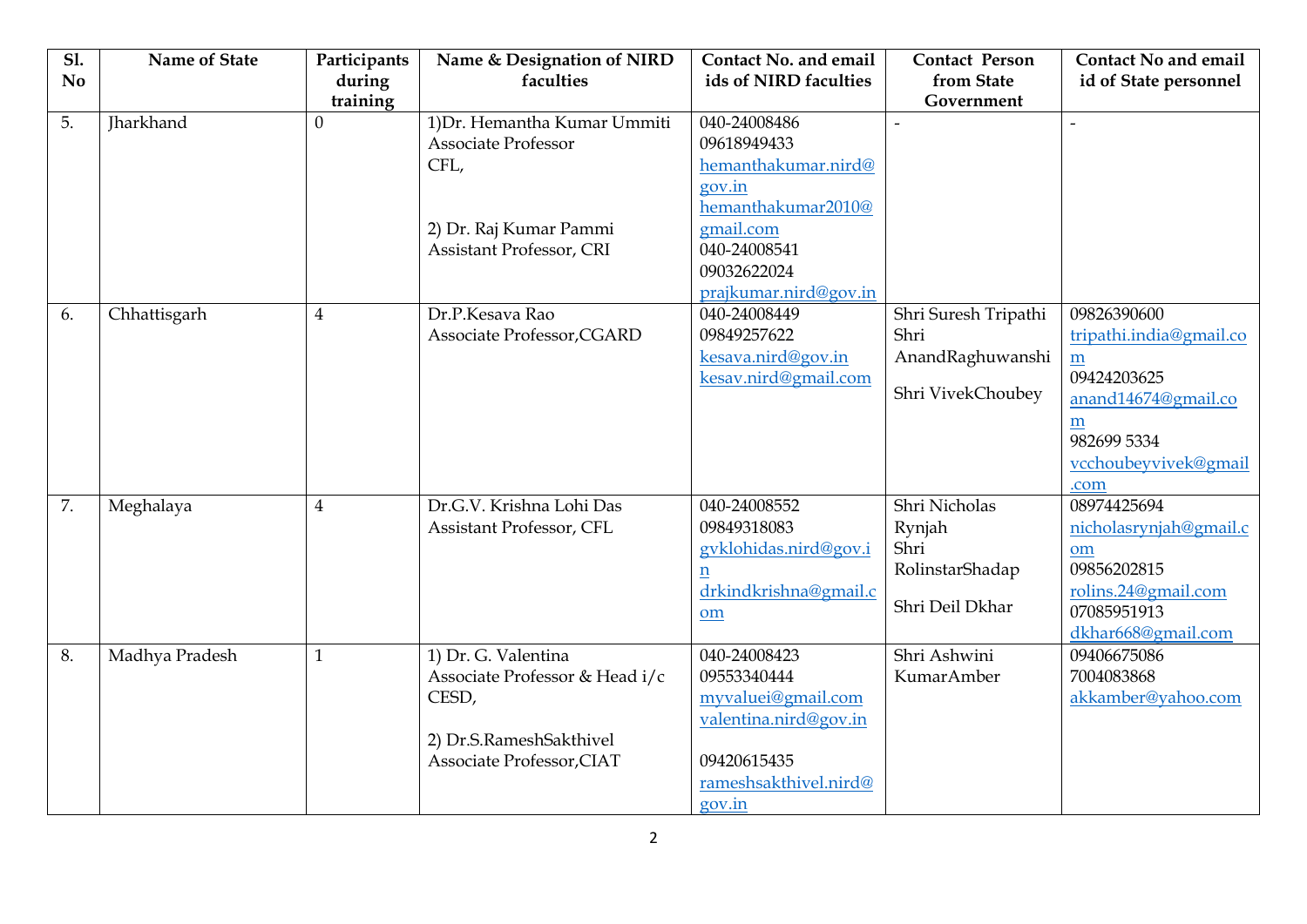| Sl. No | Name of State | Participants during training | Name & Designation of NIRD faculties | Contact No. and email ids of NIRD faculties | Contact Person from State Government | Contact No and email id of State personnel |
|---|---|---|---|---|---|---|
| 5. | Jharkhand | 0 | 1)Dr. Hemantha Kumar Ummiti Associate Professor CFL, 2) Dr. Raj Kumar Pammi Assistant Professor, CRI | 040-24008486 09618949433 hemanthakumar.nird@gov.in hemanthakumar2010@gmail.com 040-24008541 09032622024 prajkumar.nird@gov.in | - | - |
| 6. | Chhattisgarh | 4 | Dr.P.Kesava Rao Associate Professor,CGARD | 040-24008449 09849257622 kesava.nird@gov.in kesav.nird@gmail.com | Shri Suresh Tripathi Shri AnandRaghuwanshi Shri VivekChoubey | 09826390600 tripathi.india@gmail.com 09424203625 anand14674@gmail.com 982699 5334 vcchoubeyvivek@gmail.com |
| 7. | Meghalaya | 4 | Dr.G.V. Krishna Lohi Das Assistant Professor, CFL | 040-24008552 09849318083 gvklohidas.nird@gov.in drkindkrishna@gmail.com | Shri Nicholas Rynjah Shri RolinstarShadap Shri Deil Dkhar | 08974425694 nicholasrynjah@gmail.com 09856202815 rolins.24@gmail.com 07085951913 dkhar668@gmail.com |
| 8. | Madhya Pradesh | 1 | 1) Dr. G. Valentina Associate Professor & Head i/c CESD, 2) Dr.S.RameshSakthivel Associate Professor,CIAT | 040-24008423 09553340444 myvaluei@gmail.com valentina.nird@gov.in 09420615435 rameshsakthivel.nird@gov.in | Shri Ashwini KumarAmber | 09406675086 7004083868 akkamber@yahoo.com |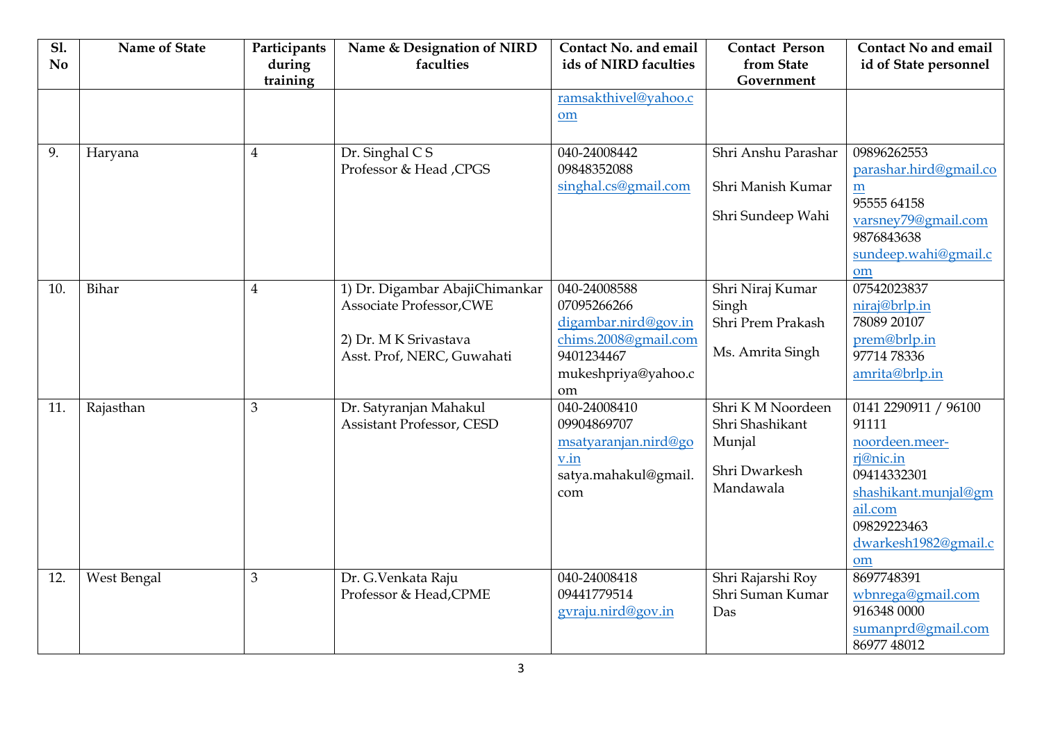| Sl. No | Name of State | Participants during training | Name & Designation of NIRD faculties | Contact No. and email ids of NIRD faculties | Contact Person from State Government | Contact No and email id of State personnel |
|---|---|---|---|---|---|---|
| | | | | ramsakthivel@yahoo.com | | |
| 9. | Haryana | 4 | Dr. Singhal C S<br>Professor & Head ,CPGS | 040-24008442<br>09848352088<br>singhal.cs@gmail.com | Shri Anshu Parashar<br><br>Shri Manish Kumar<br><br>Shri Sundeep Wahi | 09896262553<br>parashar.hird@gmail.com<br>95555 64158<br>varsney79@gmail.com<br>9876843638<br>sundeep.wahi@gmail.com |
| 10. | Bihar | 4 | 1) Dr. Digambar AbajiChimankar<br>Associate Professor,CWE<br><br>2) Dr. M K Srivastava<br>Asst. Prof, NERC, Guwahati | 040-24008588<br>07095266266<br>digambar.nird@gov.in<br>chims.2008@gmail.com<br>9401234467<br>mukeshpriya@yahoo.com | Shri Niraj Kumar Singh<br>Shri Prem Prakash<br><br>Ms. Amrita Singh | 07542023837<br>niraj@brlp.in<br>78089 20107<br>prem@brlp.in<br>97714 78336<br>amrita@brlp.in |
| 11. | Rajasthan | 3 | Dr. Satyranjan Mahakul<br>Assistant Professor, CESD | 040-24008410<br>09904869707<br>msatyaranjan.nird@gov.in<br>satya.mahakul@gmail.com | Shri K M Noordeen<br>Shri Shashikant Munjal<br><br>Shri Dwarkesh Mandawala | 0141 2290911 / 96100 91111<br>noordeen.meer-rj@nic.in<br>09414332301<br>shashikant.munjal@gmail.com<br>09829223463<br>dwarkesh1982@gmail.com |
| 12. | West Bengal | 3 | Dr. G.Venkata Raju<br>Professor & Head,CPME | 040-24008418<br>09441779514<br>gvraju.nird@gov.in | Shri Rajarshi Roy<br>Shri Suman Kumar Das | 8697748391<br>wbnrega@gmail.com<br>916348 0000<br>sumanprd@gmail.com<br>86977 48012 |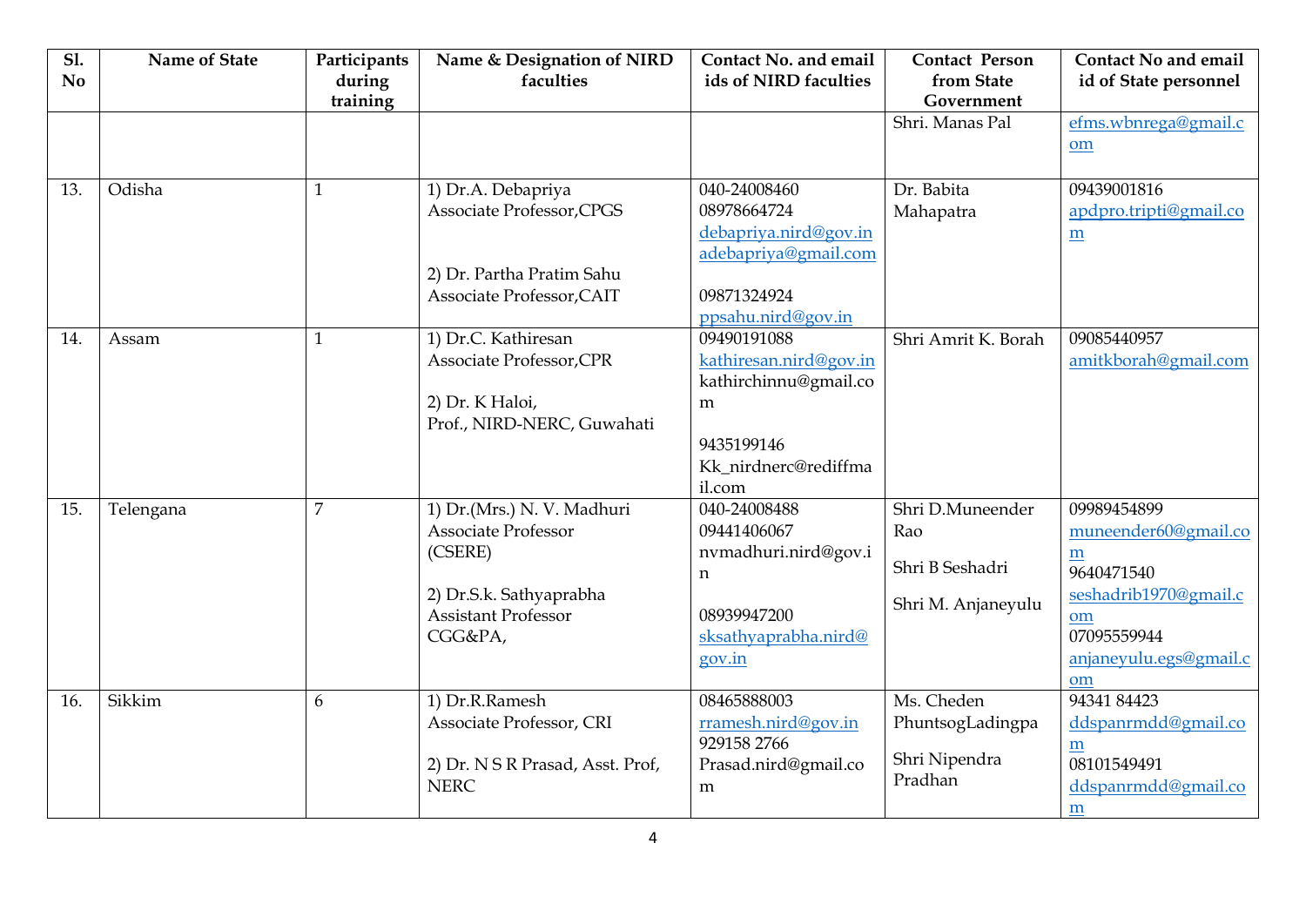| Sl. No | Name of State | Participants during training | Name & Designation of NIRD faculties | Contact No. and email ids of NIRD faculties | Contact Person from State Government | Contact No and email id of State personnel |
|---|---|---|---|---|---|---|
| | | | | | Shri. Manas Pal | efms.wbnrega@gmail.com |
| 13. | Odisha | 1 | 1) Dr.A. Debapriya Associate Professor,CPGS<br><br>2) Dr. Partha Pratim Sahu Associate Professor,CAIT | 040-24008460<br>08978664724<br>debapriya.nird@gov.in<br>adebapriya@gmail.com<br><br>09871324924<br>ppsahu.nird@gov.in | Dr. Babita Mahapatra | 09439001816<br>apdpro.tripti@gmail.com |
| 14. | Assam | 1 | 1) Dr.C. Kathiresan Associate Professor,CPR<br><br>2) Dr. K Haloi, Prof., NIRD-NERC, Guwahati | 09490191088<br>kathiresan.nird@gov.in<br>kathirchinnu@gmail.com<br><br>9435199146<br>Kk_nirdnerc@rediffmail.com | Shri Amrit K. Borah | 09085440957<br>amitkborah@gmail.com |
| 15. | Telengana | 7 | 1) Dr.(Mrs.) N. V. Madhuri Associate Professor (CSERE)<br><br>2) Dr.S.k. Sathyaprabha Assistant Professor CGG&PA, | 040-24008488<br>09441406067<br>nvmadhuri.nird@gov.in<br><br>08939947200<br>sksathyaprabha.nird@gov.in | Shri D.Muneender Rao<br><br>Shri B Seshadri<br><br>Shri M. Anjaneyulu | 09989454899<br>muneender60@gmail.com<br>9640471540<br>seshadrib1970@gmail.com<br>07095559944<br>anjaneyulu.egs@gmail.com |
| 16. | Sikkim | 6 | 1) Dr.R.Ramesh Associate Professor, CRI<br><br>2) Dr. N S R Prasad, Asst. Prof, NERC | 08465888003<br>rramesh.nird@gov.in<br>929158 2766<br>Prasad.nird@gmail.com | Ms. Cheden PhuntsogLadingpa<br><br>Shri Nipendra Pradhan | 94341 84423<br>ddspanrmdd@gmail.com<br>08101549491<br>ddspanrmdd@gmail.com |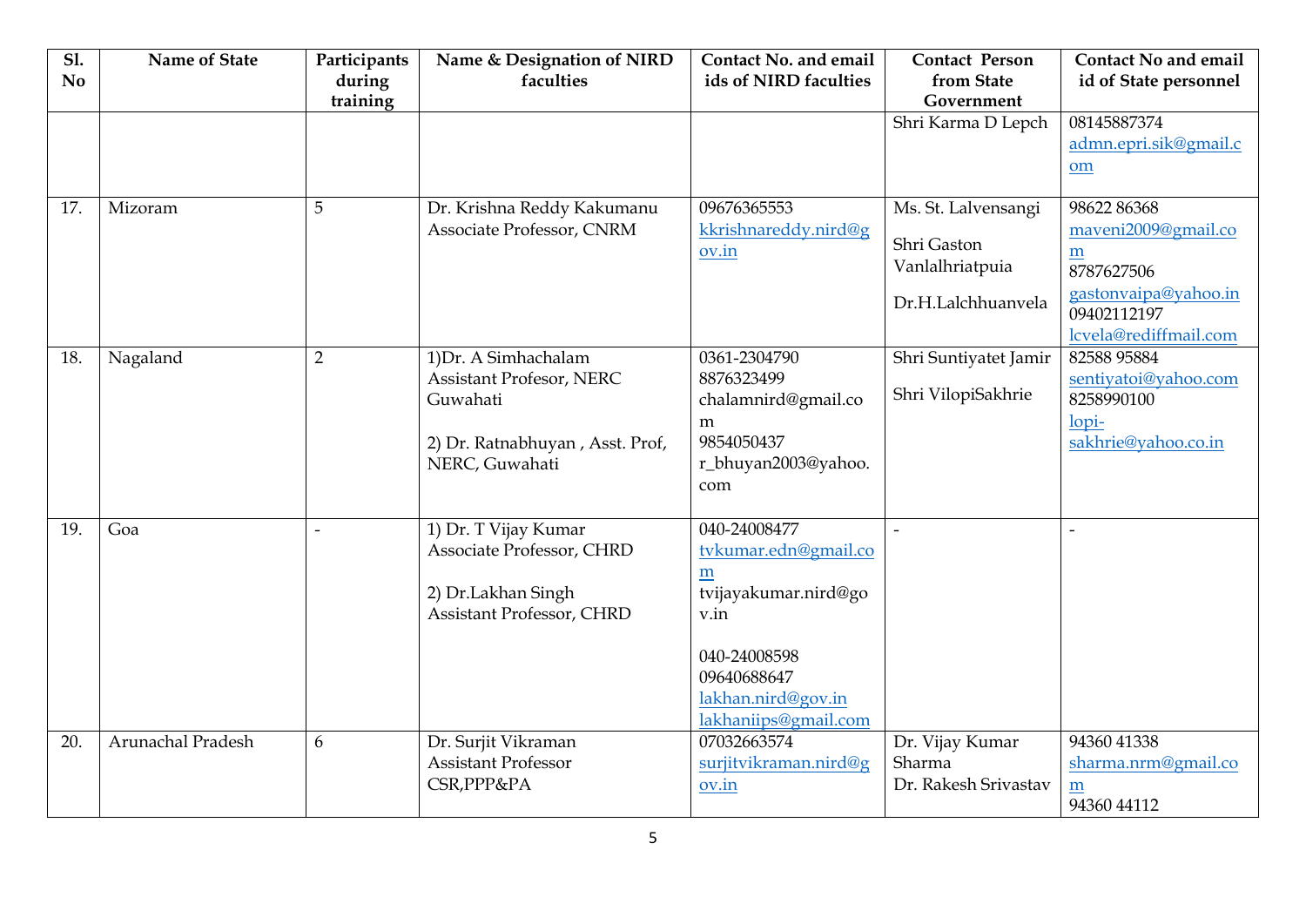| Sl. No | Name of State | Participants during training | Name & Designation of NIRD faculties | Contact No. and email ids of NIRD faculties | Contact Person from State Government | Contact No and email id of State personnel |
|---|---|---|---|---|---|---|
| | | | | | Shri Karma D Lepch | 08145887374 admn.epri.sik@gmail.com |
| 17. | Mizoram | 5 | Dr. Krishna Reddy Kakumanu Associate Professor, CNRM | 09676365553 kkrishnareddy.nird@gov.in | Ms. St. Lalvensangi<br>Shri Gaston Vanlalhriatpuia<br>Dr.H.Lalchhuanvela | 98622 86368 maveni2009@gmail.com<br>8787627506 gastonvaipa@yahoo.in<br>09402112197 lcvela@rediffmail.com |
| 18. | Nagaland | 2 | 1)Dr. A Simhachalam Assistant Profesor, NERC Guwahati<br>2) Dr. Ratnabhuyan , Asst. Prof, NERC, Guwahati | 0361-2304790<br>8876323499<br>chalamnird@gmail.com<br>9854050437<br>r_bhuyan2003@yahoo.com | Shri Suntiyatet Jamir<br>Shri VilopiSakhrie | 82588 95884 sentiyatoi@yahoo.com<br>8258990100 lopi-sakhrie@yahoo.co.in |
| 19. | Goa | - | 1) Dr. T Vijay Kumar Associate Professor, CHRD<br>2) Dr.Lakhan Singh Assistant Professor, CHRD | 040-24008477<br>tvkumar.edn@gmail.com<br>tvijayakumar.nird@gov.in<br>040-24008598<br>09640688647<br>lakhan.nird@gov.in<br>lakhaniips@gmail.com | - | - |
| 20. | Arunachal Pradesh | 6 | Dr. Surjit Vikraman Assistant Professor CSR,PPP&PA | 07032663574<br>surjitvikraman.nird@gov.in | Dr. Vijay Kumar Sharma<br>Dr. Rakesh Srivastav | 94360 41338 sharma.nrm@gmail.com<br>94360 44112 |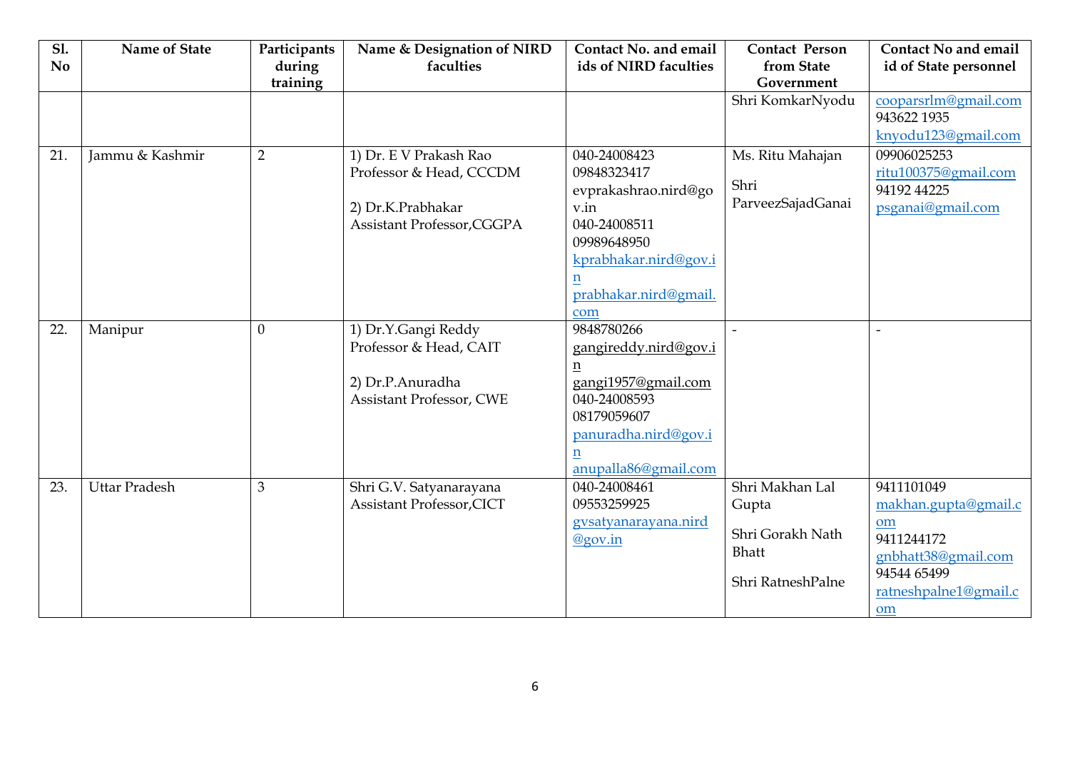| Sl. No | Name of State | Participants during training | Name & Designation of NIRD faculties | Contact No. and email ids of NIRD faculties | Contact Person from State Government | Contact No and email id of State personnel |
|---|---|---|---|---|---|---|
| | | | | | Shri KomkarNyodu | cooparsrlm@gmail.com<br>943622 1935<br>knyodu123@gmail.com |
| 21. | Jammu & Kashmir | 2 | 1) Dr. E V Prakash Rao<br>Professor & Head, CCCDM<br><br>2) Dr.K.Prabhakar<br>Assistant Professor,CGGPA | 040-24008423<br>09848323417<br>evprakashrao.nird@gov.in<br>040-24008511<br>09989648950<br>kprabhakar.nird@gov.in<br>prabhakar.nird@gmail.com | Ms. Ritu Mahajan<br><br>Shri ParveezSajadGanai | 09906025253<br>ritu100375@gmail.com<br>94192 44225<br>psganai@gmail.com |
| 22. | Manipur | 0 | 1) Dr.Y.Gangi Reddy<br>Professor & Head, CAIT<br><br>2) Dr.P.Anuradha<br>Assistant Professor, CWE | 9848780266<br>gangireddy.nird@gov.in<br>gangi1957@gmail.com<br>040-24008593<br>08179059607<br>panuradha.nird@gov.in<br>anupalla86@gmail.com | - | - |
| 23. | Uttar Pradesh | 3 | Shri G.V. Satyanarayana<br>Assistant Professor,CICT | 040-24008461<br>09553259925<br>gvsatyanarayana.nird@gov.in | Shri Makhan Lal Gupta<br><br>Shri Gorakh Nath Bhatt<br><br>Shri RatneshPalne | 9411101049<br>makhan.gupta@gmail.com<br>9411244172<br>gnbhatt38@gmail.com<br>94544 65499<br>ratneshpalne1@gmail.com |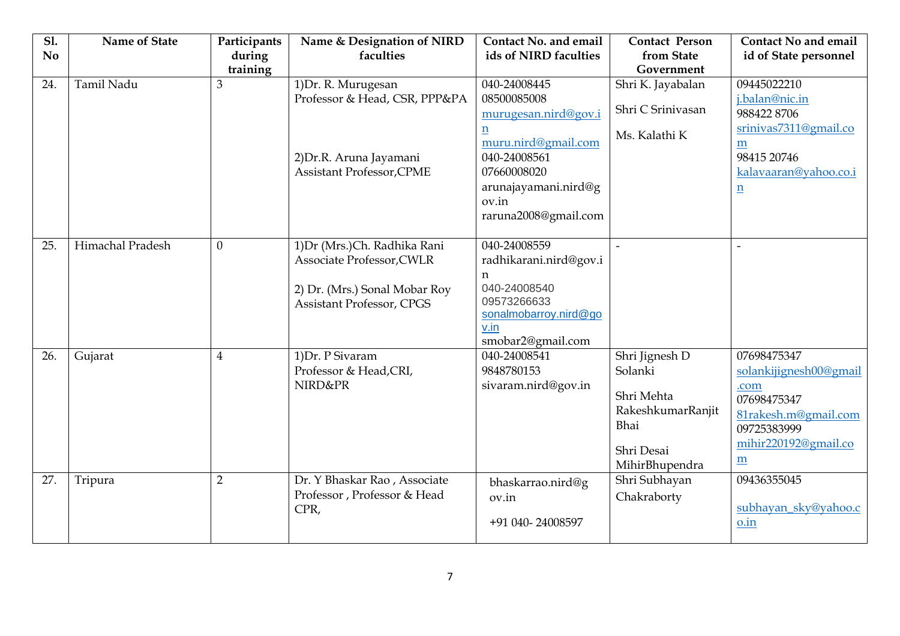| Sl. No | Name of State | Participants during training | Name & Designation of NIRD faculties | Contact No. and email ids of NIRD faculties | Contact Person from State Government | Contact No and email id of State personnel |
|---|---|---|---|---|---|---|
| 24. | Tamil Nadu | 3 | 1)Dr. R. Murugesan Professor & Head, CSR, PPP&PA<br><br>2)Dr.R. Aruna Jayamani Assistant Professor,CPME | 040-24008445<br>08500085008<br>murugesan.nird@gov.in<br>muru.nird@gmail.com<br>040-24008561<br>07660008020<br>arunajayamani.nird@gov.in<br>raruna2008@gmail.com | Shri K. Jayabalan<br><br>Shri C Srinivasan<br><br>Ms. Kalathi K | 09445022210<br>j.balan@nic.in<br>988422 8706<br>srinivas7311@gmail.com<br>98415 20746<br>kalavaaran@yahoo.co.in |
| 25. | Himachal Pradesh | 0 | 1)Dr (Mrs.)Ch. Radhika Rani Associate Professor,CWLR<br><br>2) Dr. (Mrs.) Sonal Mobar Roy Assistant Professor, CPGS | 040-24008559<br>radhikarani.nird@gov.in<br>040-24008540<br>09573266633<br>sonalmobarroy.nird@gov.in<br>smobar2@gmail.com | - | - |
| 26. | Gujarat | 4 | 1)Dr. P Sivaram Professor & Head,CRI, NIRD&PR | 040-24008541<br>9848780153<br>sivaram.nird@gov.in | Shri Jignesh D Solanki<br><br>Shri Mehta RakeshkumarRanjit Bhai<br><br>Shri Desai MihirBhupendra | 07698475347<br>solankijignesh00@gmail.com<br>07698475347<br>81rakesh.m@gmail.com<br>09725383999<br>mihir220192@gmail.com |
| 27. | Tripura | 2 | Dr. Y Bhaskar Rao , Associate Professor , Professor & Head CPR, | bhaskarrao.nird@gov.in<br><br>+91 040- 24008597 | Shri Subhayan Chakraborty | 09436355045<br><br>subhayan_sky@yahoo.co.in |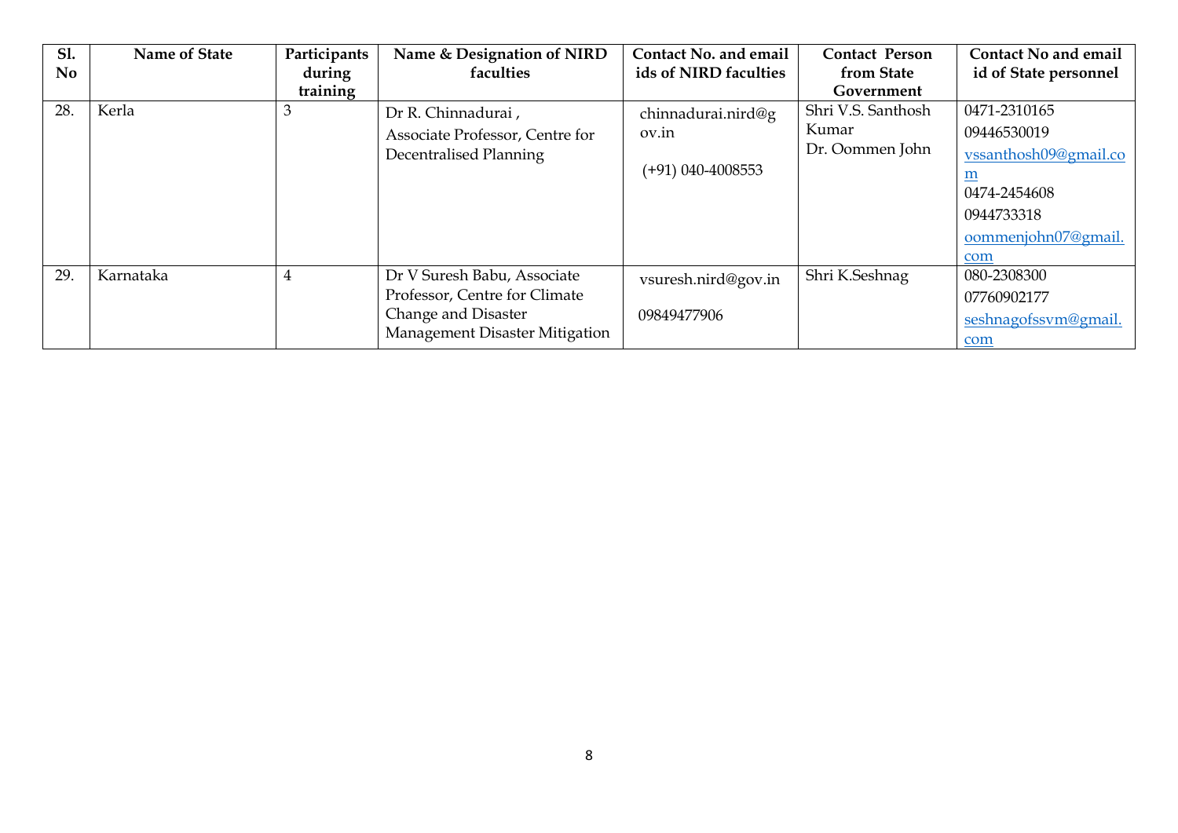| Sl. No | Name of State | Participants during training | Name & Designation of NIRD faculties | Contact No. and email ids of NIRD faculties | Contact Person from State Government | Contact No and email id of State personnel |
|---|---|---|---|---|---|---|
| 28. | Kerla | 3 | Dr R. Chinnadurai , Associate Professor, Centre for Decentralised Planning | chinnadurai.nird@gov.in (+91) 040-4008553 | Shri V.S. Santhosh Kumar Dr. Oommen John | 0471-2310165 09446530019 vssanthosh09@gmail.com 0474-2454608 0944733318 oommenjohn07@gmail.com |
| 29. | Karnataka | 4 | Dr V Suresh Babu, Associate Professor, Centre for Climate Change and Disaster Management Disaster Mitigation | vsuresh.nird@gov.in 09849477906 | Shri K.Seshnag | 080-2308300 07760902177 seshnagofssvm@gmail.com |